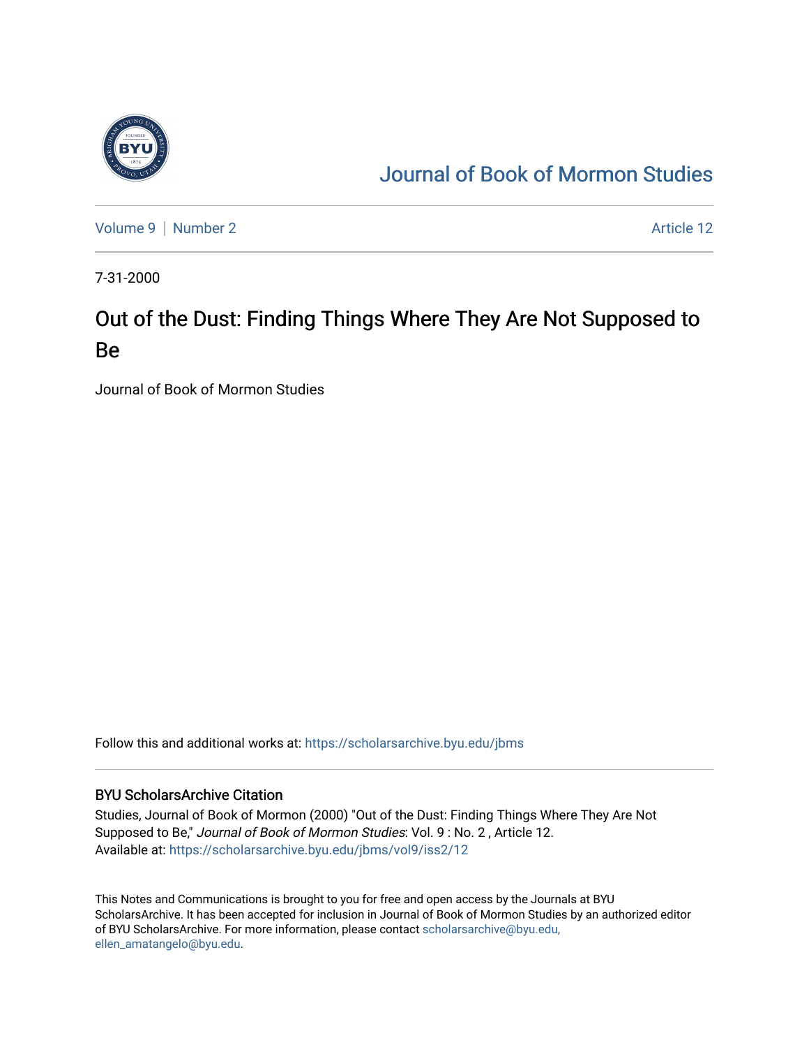Journal of Book of Mormon Studies

Volume 9 | Number 2 | Article 12

7-31-2000

# Out of the Dust: Finding Things Where They Are Not Supposed to Be

Journal of Book of Mormon Studies

Follow this and additional works at: https://scholarsarchive.byu.edu/jbms

## BYU ScholarsArchive Citation

Studies, Journal of Book of Mormon (2000) "Out of the Dust: Finding Things Where They Are Not Supposed to Be," *Journal of Book of Mormon Studies*: Vol. 9 : No. 2 , Article 12.
Available at: https://scholarsarchive.byu.edu/jbms/vol9/iss2/12

This Notes and Communications is brought to you for free and open access by the Journals at BYU ScholarsArchive. It has been accepted for inclusion in Journal of Book of Mormon Studies by an authorized editor of BYU ScholarsArchive. For more information, please contact scholarsarchive@byu.edu, ellen_amatangelo@byu.edu.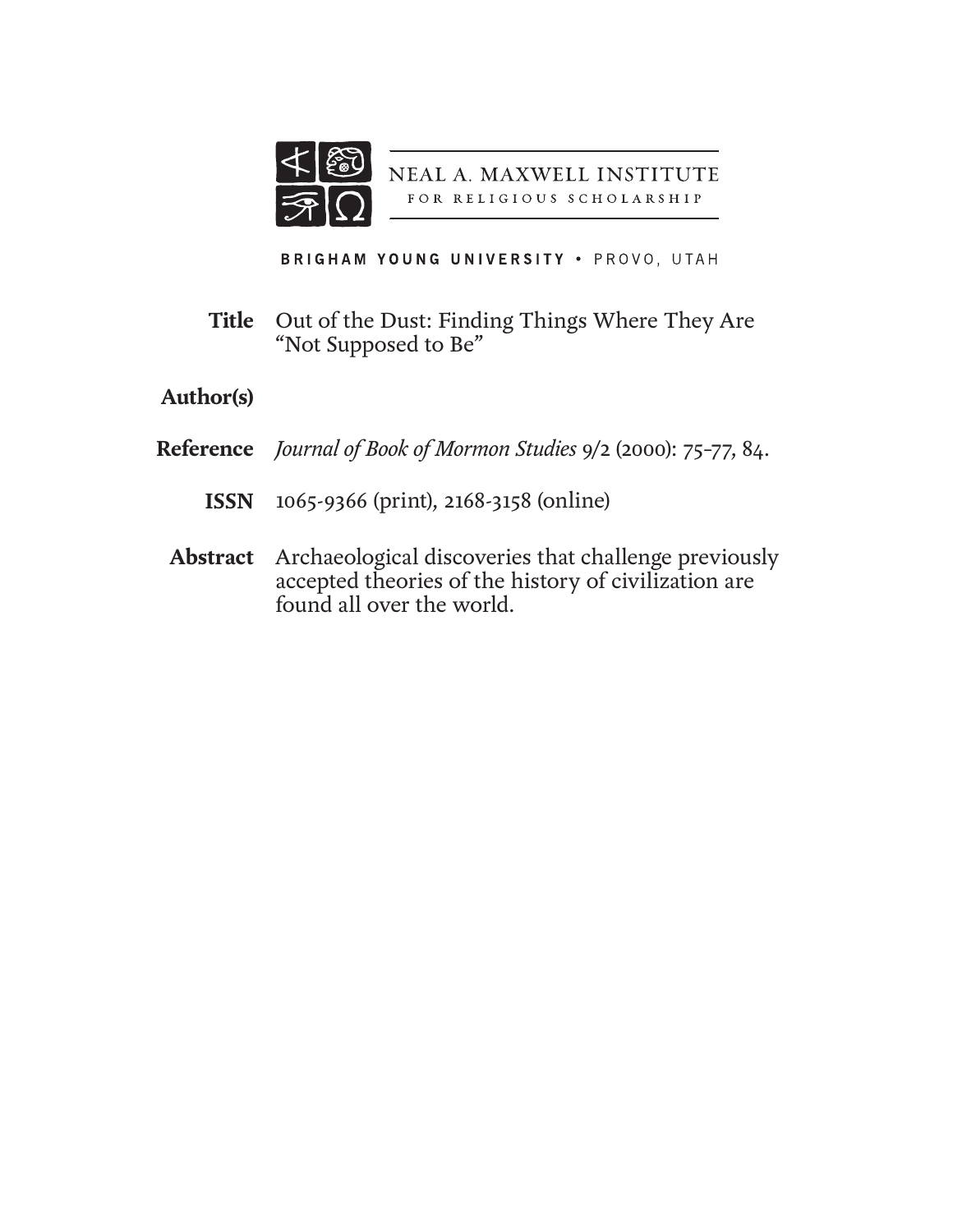NEAL A. MAXWELL INSTITUTE
FOR RELIGIOUS SCHOLARSHIP

BRIGHAM YOUNG UNIVERSITY • PROVO, UTAH

**Title** Out of the Dust: Finding Things Where They Are "Not Supposed to Be"

**Author(s)**

**Reference** *Journal of Book of Mormon Studies* 9/2 (2000): 75–77, 84.

**ISSN** 1065-9366 (print), 2168-3158 (online)

**Abstract** Archaeological discoveries that challenge previously accepted theories of the history of civilization are found all over the world.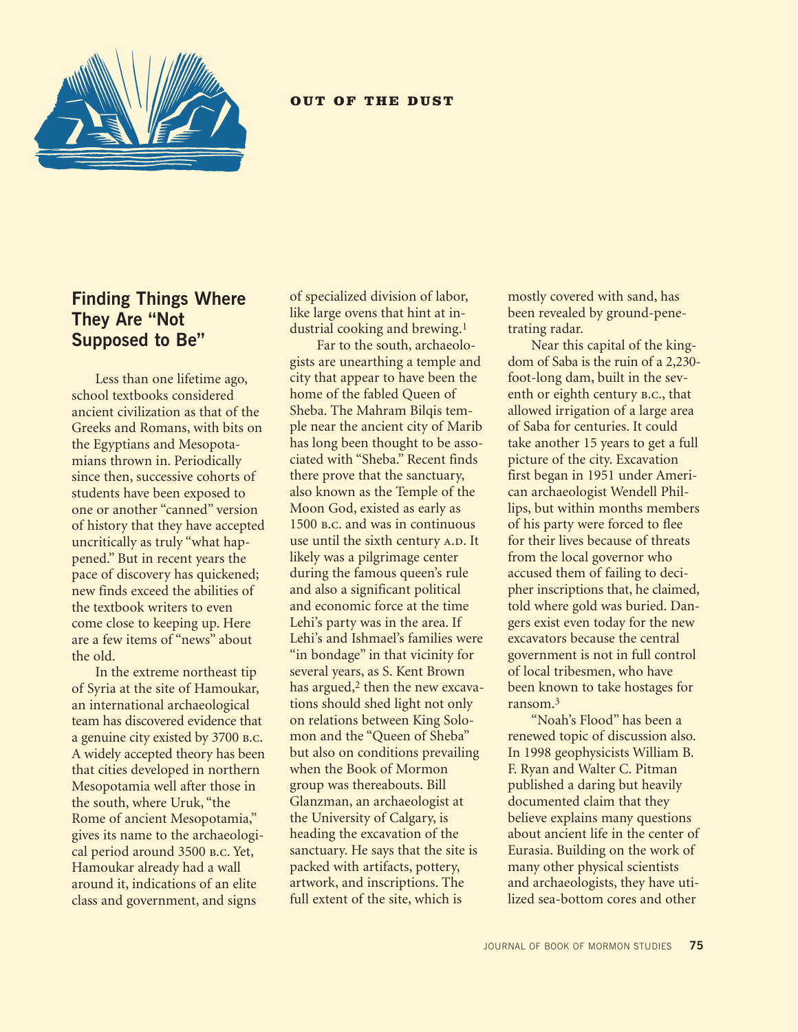## OUT OF THE DUST

### Finding Things Where They Are "Not Supposed to Be"

Less than one lifetime ago, school textbooks considered ancient civilization as that of the Greeks and Romans, with bits on the Egyptians and Mesopotamians thrown in. Periodically since then, successive cohorts of students have been exposed to one or another "canned" version of history that they have accepted uncritically as truly "what happened." But in recent years the pace of discovery has quickened; new finds exceed the abilities of the textbook writers to even come close to keeping up. Here are a few items of "news" about the old.

In the extreme northeast tip of Syria at the site of Hamoukar, an international archaeological team has discovered evidence that a genuine city existed by 3700 B.C. A widely accepted theory has been that cities developed in northern Mesopotamia well after those in the south, where Uruk, "the Rome of ancient Mesopotamia," gives its name to the archaeological period around 3500 B.C. Yet, Hamoukar already had a wall around it, indications of an elite class and government, and signs of specialized division of labor, like large ovens that hint at industrial cooking and brewing.[1]

Far to the south, archaeologists are unearthing a temple and city that appear to have been the home of the fabled Queen of Sheba. The Mahram Bilqis temple near the ancient city of Marib has long been thought to be associated with "Sheba." Recent finds there prove that the sanctuary, also known as the Temple of the Moon God, existed as early as 1500 B.C. and was in continuous use until the sixth century A.D. It likely was a pilgrimage center during the famous queen's rule and also a significant political and economic force at the time Lehi's party was in the area. If Lehi's and Ishmael's families were "in bondage" in that vicinity for several years, as S. Kent Brown has argued,[2] then the new excavations should shed light not only on relations between King Solomon and the "Queen of Sheba" but also on conditions prevailing when the Book of Mormon group was thereabouts. Bill Glanzman, an archaeologist at the University of Calgary, is heading the excavation of the sanctuary. He says that the site is packed with artifacts, pottery, artwork, and inscriptions. The full extent of the site, which is mostly covered with sand, has been revealed by ground-penetrating radar.

Near this capital of the kingdom of Saba is the ruin of a 2,230-foot-long dam, built in the seventh or eighth century B.C., that allowed irrigation of a large area of Saba for centuries. It could take another 15 years to get a full picture of the city. Excavation first began in 1951 under American archaeologist Wendell Phillips, but within months members of his party were forced to flee for their lives because of threats from the local governor who accused them of failing to decipher inscriptions that, he claimed, told where gold was buried. Dangers exist even today for the new excavators because the central government is not in full control of local tribesmen, who have been known to take hostages for ransom.[3]

"Noah's Flood" has been a renewed topic of discussion also. In 1998 geophysicists William B. F. Ryan and Walter C. Pitman published a daring but heavily documented claim that they believe explains many questions about ancient life in the center of Eurasia. Building on the work of many other physical scientists and archaeologists, they have utilized sea-bottom cores and other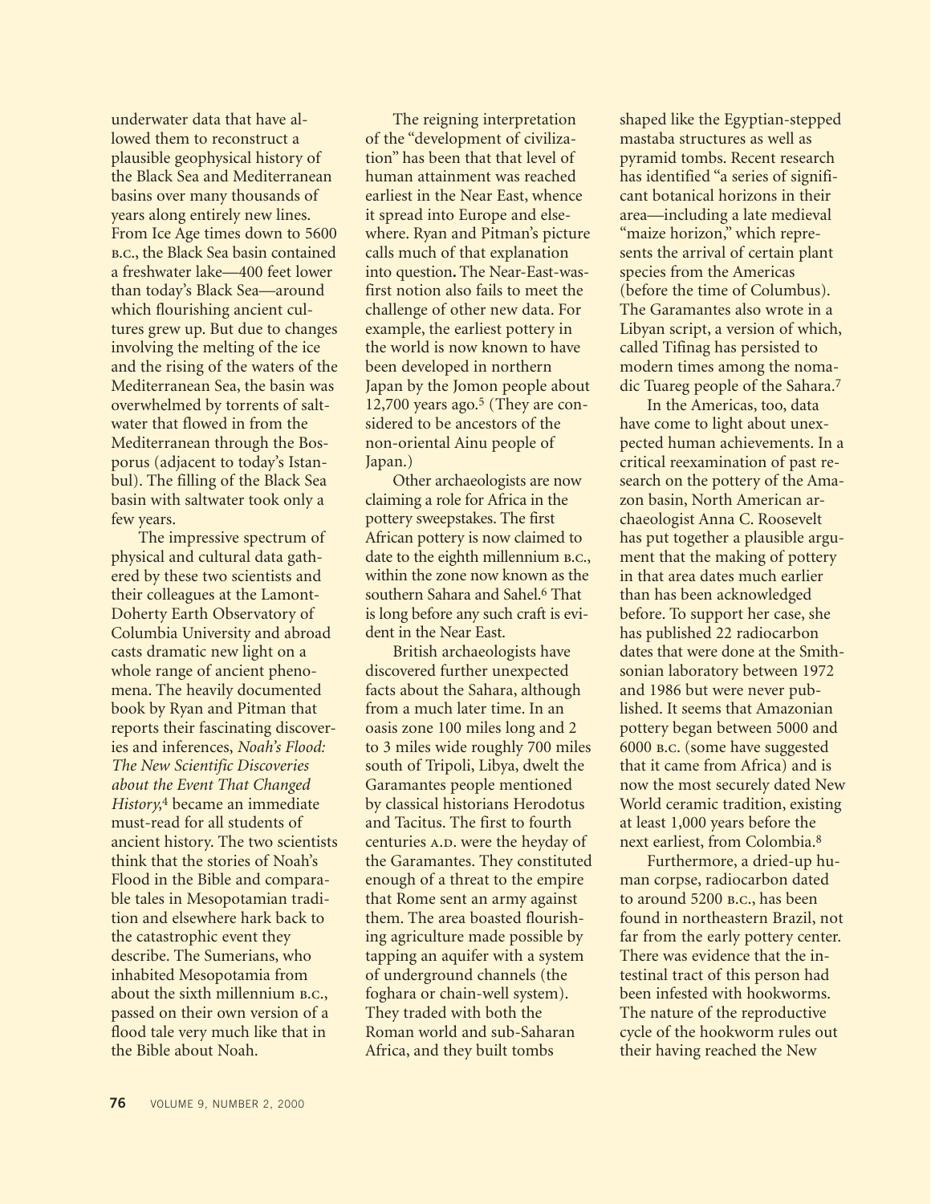underwater data that have allowed them to reconstruct a plausible geophysical history of the Black Sea and Mediterranean basins over many thousands of years along entirely new lines. From Ice Age times down to 5600 B.C., the Black Sea basin contained a freshwater lake—400 feet lower than today's Black Sea—around which flourishing ancient cultures grew up. But due to changes involving the melting of the ice and the rising of the waters of the Mediterranean Sea, the basin was overwhelmed by torrents of saltwater that flowed in from the Mediterranean through the Bosporus (adjacent to today's Istanbul). The filling of the Black Sea basin with saltwater took only a few years.

The impressive spectrum of physical and cultural data gathered by these two scientists and their colleagues at the Lamont-Doherty Earth Observatory of Columbia University and abroad casts dramatic new light on a whole range of ancient phenomena. The heavily documented book by Ryan and Pitman that reports their fascinating discoveries and inferences, *Noah's Flood: The New Scientific Discoveries about the Event That Changed History,*[4] became an immediate must-read for all students of ancient history. The two scientists think that the stories of Noah's Flood in the Bible and comparable tales in Mesopotamian tradition and elsewhere hark back to the catastrophic event they describe. The Sumerians, who inhabited Mesopotamia from about the sixth millennium B.C., passed on their own version of a flood tale very much like that in the Bible about Noah.

The reigning interpretation of the "development of civilization" has been that that level of human attainment was reached earliest in the Near East, whence it spread into Europe and elsewhere. Ryan and Pitman's picture calls much of that explanation into question**.** The Near-East-was-first notion also fails to meet the challenge of other new data. For example, the earliest pottery in the world is now known to have been developed in northern Japan by the Jomon people about 12,700 years ago.[5] (They are considered to be ancestors of the non-oriental Ainu people of Japan.)

Other archaeologists are now claiming a role for Africa in the pottery sweepstakes. The first African pottery is now claimed to date to the eighth millennium B.C., within the zone now known as the southern Sahara and Sahel.[6] That is long before any such craft is evident in the Near East.

British archaeologists have discovered further unexpected facts about the Sahara, although from a much later time. In an oasis zone 100 miles long and 2 to 3 miles wide roughly 700 miles south of Tripoli, Libya, dwelt the Garamantes people mentioned by classical historians Herodotus and Tacitus. The first to fourth centuries A.D. were the heyday of the Garamantes. They constituted enough of a threat to the empire that Rome sent an army against them. The area boasted flourishing agriculture made possible by tapping an aquifer with a system of underground channels (the foghara or chain-well system). They traded with both the Roman world and sub-Saharan Africa, and they built tombs shaped like the Egyptian-stepped mastaba structures as well as pyramid tombs. Recent research has identified "a series of significant botanical horizons in their area—including a late medieval "maize horizon," which represents the arrival of certain plant species from the Americas (before the time of Columbus). The Garamantes also wrote in a Libyan script, a version of which, called Tifinag has persisted to modern times among the nomadic Tuareg people of the Sahara.[7]

In the Americas, too, data have come to light about unexpected human achievements. In a critical reexamination of past research on the pottery of the Amazon basin, North American archaeologist Anna C. Roosevelt has put together a plausible argument that the making of pottery in that area dates much earlier than has been acknowledged before. To support her case, she has published 22 radiocarbon dates that were done at the Smithsonian laboratory between 1972 and 1986 but were never published. It seems that Amazonian pottery began between 5000 and 6000 B.C. (some have suggested that it came from Africa) and is now the most securely dated New World ceramic tradition, existing at least 1,000 years before the next earliest, from Colombia.[8]

Furthermore, a dried-up human corpse, radiocarbon dated to around 5200 B.C., has been found in northeastern Brazil, not far from the early pottery center. There was evidence that the intestinal tract of this person had been infested with hookworms. The nature of the reproductive cycle of the hookworm rules out their having reached the New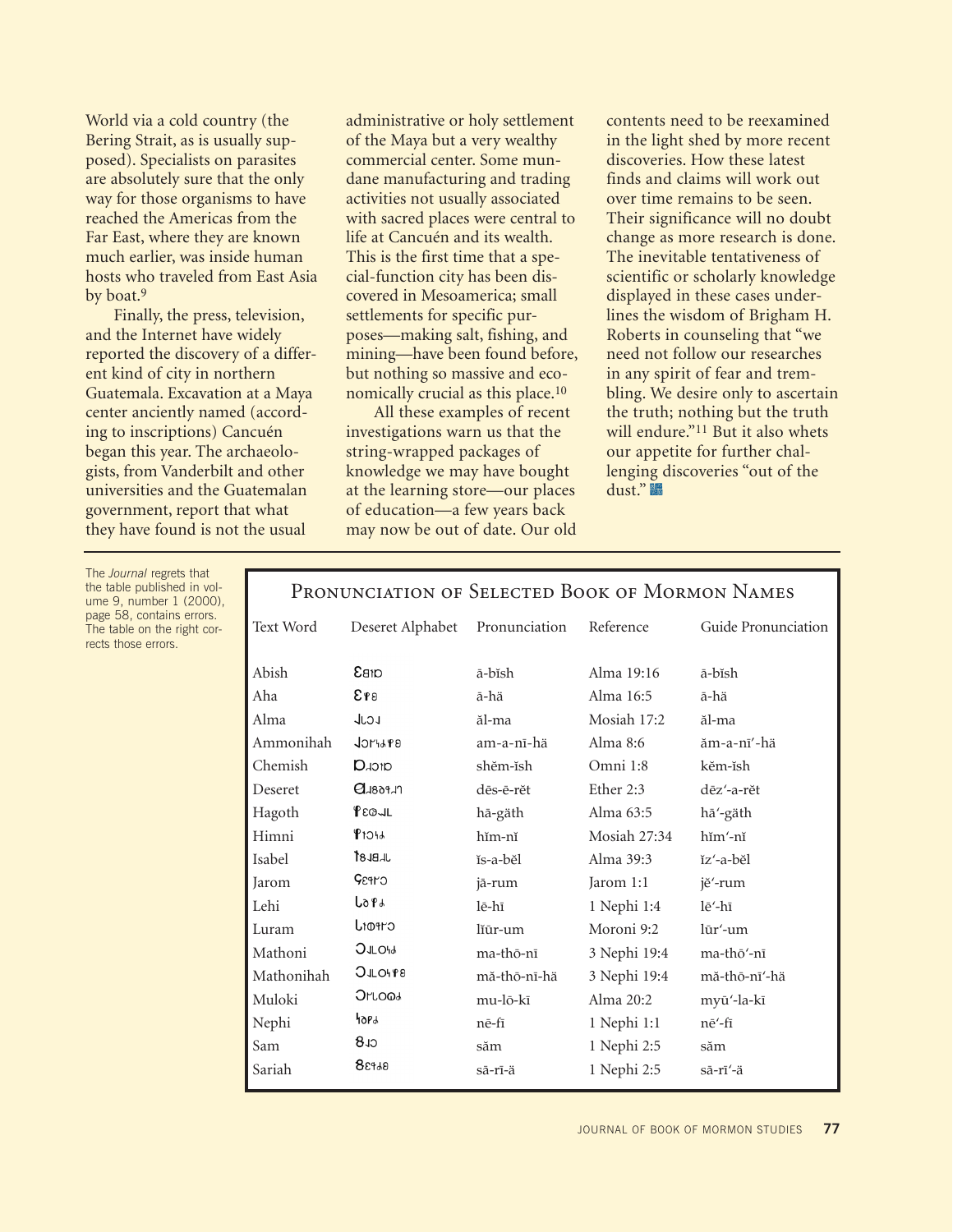World via a cold country (the Bering Strait, as is usually supposed). Specialists on parasites are absolutely sure that the only way for those organisms to have reached the Americas from the Far East, where they are known much earlier, was inside human hosts who traveled from East Asia by boat.[9]

Finally, the press, television, and the Internet have widely reported the discovery of a different kind of city in northern Guatemala. Excavation at a Maya center anciently named (according to inscriptions) Cancuén began this year. The archaeologists, from Vanderbilt and other universities and the Guatemalan government, report that what they have found is not the usual administrative or holy settlement of the Maya but a very wealthy commercial center. Some mundane manufacturing and trading activities not usually associated with sacred places were central to life at Cancuén and its wealth. This is the first time that a special-function city has been discovered in Mesoamerica; small settlements for specific purposes—making salt, fishing, and mining—have been found before, but nothing so massive and economically crucial as this place.[10]

All these examples of recent investigations warn us that the string-wrapped packages of knowledge we may have bought at the learning store—our places of education—a few years back may now be out of date. Our old contents need to be reexamined in the light shed by more recent discoveries. How these latest finds and claims will work out over time remains to be seen. Their significance will no doubt change as more research is done. The inevitable tentativeness of scientific or scholarly knowledge displayed in these cases underlines the wisdom of Brigham H. Roberts in counseling that "we need not follow our researches in any spirit of fear and trembling. We desire only to ascertain the truth; nothing but the truth will endure."[11] But it also whets our appetite for further challenging discoveries "out of the dust."

The *Journal* regrets that the table published in volume 9, number 1 (2000), page 58, contains errors. The table on the right corrects those errors.

## Pronunciation of Selected Book of Mormon Names

| Text Word | Deseret Alphabet | Pronunciation | Reference | Guide Pronunciation |
|---|---|---|---|---|
| Abish | 𐐁𐐺𐐮𐑇 | ā-bĭsh | Alma 19:16 | ā-bĭsh |
| Aha | 𐐁𐐸𐐪 | ā-hä | Alma 16:5 | ā-hä |
| Alma | 𐐈𐑊𐑋𐐰 | ăl-ma | Mosiah 17:2 | ăl-ma |
| Ammonihah | 𐐈𐑋𐐰𐑌𐐴𐐸𐐪 | am-a-nī-hä | Alma 8:6 | ăm-a-nī′-hä |
| Chemish | 𐐟𐐯𐑋𐐮𐑇 | shĕm-ĭsh | Omni 1:8 | kĕm-ĭsh |
| Deseret | 𐐔𐐨𐑅𐐨𐑉𐐯𐐻 | dēs-ē-rĕt | Ether 2:3 | dēz′-a-rĕt |
| Hagoth | 𐐐𐐩𐑀𐐪𐑃 | hā-gäth | Alma 63:5 | hā′-gäth |
| Himni | 𐐐𐐮𐑋𐑌𐐴 | hĭm-nī | Mosiah 27:34 | hĭm′-nī |
| Isabel | 𐐆𐑅𐐰𐐺𐐯𐑊 | ĭs-a-bĕl | Alma 39:3 | ĭz′-a-bĕl |
| Jarom | 𐐖𐐩𐑉𐐲𐑋 | jā-rum | Jarom 1:1 | jĕ′-rum |
| Lehi | 𐐢𐐨𐐸𐐴 | lē-hī | 1 Nephi 1:4 | lē′-hī |
| Luram | 𐐢𐐮𐐭𐑉𐐲𐑋 | lĭūr-um | Moroni 9:2 | lūr′-um |
| Mathoni | 𐐣𐐰𐑃𐐬𐑌𐐴 | ma-thō-nī | 3 Nephi 19:4 | ma-thō′-nī |
| Mathonihah | 𐐣𐐰𐑃𐐬𐑌𐐴𐐸𐐪 | mă-thō-nī-hä | 3 Nephi 19:4 | mă-thō-nī′-hä |
| Muloki | 𐐣𐐲𐑊𐐬𐐿𐐴 | mu-lō-kī | Alma 20:2 | myū′-la-kī |
| Nephi | 𐐤𐐨𐑁𐐴 | nē-fī | 1 Nephi 1:1 | nē′-fī |
| Sam | 𐐝𐐰𐑋 | săm | 1 Nephi 2:5 | săm |
| Sariah | 𐐝𐐩𐑉𐐴𐐪 | sā-rī-ä | 1 Nephi 2:5 | sā-rī′-ä |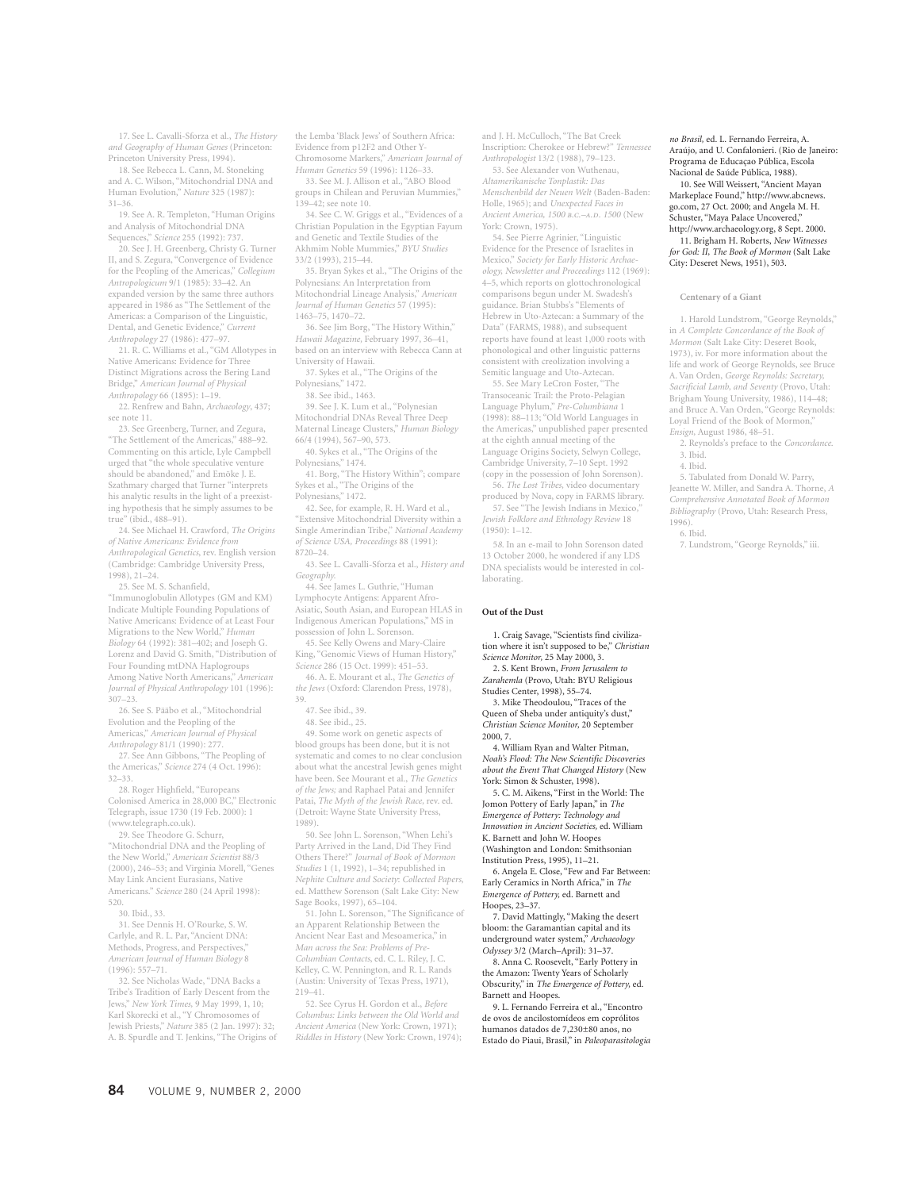17. See L. Cavalli-Sforza et al., *The History and Geography of Human Genes* (Princeton: Princeton University Press, 1994).

18. See Rebecca L. Cann, M. Stoneking and A. C. Wilson, "Mitochondrial DNA and Human Evolution," *Nature* 325 (1987): 31–36.

19. See A. R. Templeton, "Human Origins and Analysis of Mitochondrial DNA Sequences," *Science* 255 (1992): 737.

20. See J. H. Greenberg, Christy G. Turner II, and S. Zegura, "Convergence of Evidence for the Peopling of the Americas," *Collegium Antropologicum* 9/1 (1985): 33–42. An expanded version by the same three authors appeared in 1986 as "The Settlement of the Americas: a Comparison of the Linguistic, Dental, and Genetic Evidence," *Current Anthropology* 27 (1986): 477–97.

21. R. C. Williams et al., "GM Allotypes in Native Americans: Evidence for Three Distinct Migrations across the Bering Land Bridge," *American Journal of Physical Anthropology* 66 (1895): 1–19.

22. Renfrew and Bahn, *Archaeology*, 437; see note 11.

23. See Greenberg, Turner, and Zegura, "The Settlement of the Americas," 488–92. Commenting on this article, Lyle Campbell urged that "the whole speculative venture should be abandoned," and Emöke J. E. Szathmary charged that Turner "interprets his analytic results in the light of a preexisting hypothesis that he simply assumes to be true" (ibid., 488–91).

24. See Michael H. Crawford, *The Origins of Native Americans: Evidence from Anthropological Genetics*, rev. English version (Cambridge: Cambridge University Press, 1998), 21–24.

25. See M. S. Schanfield, "Immunoglobulin Allotypes (GM and KM) Indicate Multiple Founding Populations of Native Americans: Evidence of at Least Four Migrations to the New World," *Human Biology* 64 (1992): 381–402; and Joseph G. Lorenz and David G. Smith, "Distribution of Four Founding mtDNA Haplogroups Among Native North Americans," *American Journal of Physical Anthropology* 101 (1996): 307–23.

26. See S. Pääbo et al., "Mitochondrial Evolution and the Peopling of the Americas," *American Journal of Physical Anthropology* 81/1 (1990): 277.

27. See Ann Gibbons, "The Peopling of the Americas," *Science* 274 (4 Oct. 1996): 32–33.

28. Roger Highfield, "Europeans Colonised America in 28,000 BC," Electronic Telegraph, issue 1730 (19 Feb. 2000): 1 (www.telegraph.co.uk).

29. See Theodore G. Schurr, "Mitochondrial DNA and the Peopling of the New World," *American Scientist* 88/3 (2000), 246–53; and Virginia Morell, "Genes May Link Ancient Eurasians, Native Americans." *Science* 280 (24 April 1998): 520.

30. Ibid., 33.

31. See Dennis H. O'Rourke, S. W. Carlyle, and R. L. Par, "Ancient DNA: Methods, Progress, and Perspectives," *American Journal of Human Biology* 8 (1996): 557–71.

32. See Nicholas Wade, "DNA Backs a Tribe's Tradition of Early Descent from the Jews," *New York Times*, 9 May 1999, 1, 10; Karl Skorecki et al., "Y Chromosomes of Jewish Priests," *Nature* 385 (2 Jan. 1997): 32; A. B. Spurdle and T. Jenkins, "The Origins of the Lemba 'Black Jews' of Southern Africa: Evidence from p12F2 and Other Y-Chromosome Markers," *American Journal of Human Genetics* 59 (1996): 1126–33.

33. See M. J. Allison et al., "ABO Blood groups in Chilean and Peruvian Mummies," 139–42; see note 10.

34. See C. W. Griggs et al., "Evidences of a Christian Population in the Egyptian Fayum and Genetic and Textile Studies of the Akhmim Noble Mummies," *BYU Studies* 33/2 (1993), 215–44.

35. Bryan Sykes et al., "The Origins of the Polynesians: An Interpretation from Mitochondrial Lineage Analysis," *American Journal of Human Genetics* 57 (1995): 1463–75, 1470–72.

36. See Jim Borg, "The History Within," *Hawaii Magazine*, February 1997, 36–41, based on an interview with Rebecca Cann at University of Hawaii.

37. Sykes et al., "The Origins of the Polynesians," 1472.

38. See ibid., 1463.

39. See J. K. Lum et al., "Polynesian Mitochondrial DNAs Reveal Three Deep Maternal Lineage Clusters," *Human Biology* 66/4 (1994), 567–90, 573.

40. Sykes et al., "The Origins of the Polynesians," 1474.

41. Borg, "The History Within"; compare Sykes et al., "The Origins of the Polynesians," 1472.

42. See, for example, R. H. Ward et al., "Extensive Mitochondrial Diversity within a Single Amerindian Tribe," *National Academy of Science USA, Proceedings* 88 (1991): 8720–24.

43. See L. Cavalli-Sforza et al., *History and Geography*.

44. See James L. Guthrie, "Human Lymphocyte Antigens: Apparent Afro-Asiatic, South Asian, and European HLAS in Indigenous American Populations," MS in possession of John L. Sorenson.

45. See Kelly Owens and Mary-Claire King, "Genomic Views of Human History," *Science* 286 (15 Oct. 1999): 451–53.

46. A. E. Mourant et al., *The Genetics of the Jews* (Oxford: Clarendon Press, 1978), 39.

47. See ibid., 39.

48. See ibid., 25.

49. Some work on genetic aspects of blood groups has been done, but it is not systematic and comes to no clear conclusion about what the ancestral Jewish genes might have been. See Mourant et al., *The Genetics of the Jews*; and Raphael Patai and Jennifer Patai, *The Myth of the Jewish Race*, rev. ed. (Detroit: Wayne State University Press, 1989).

50. See John L. Sorenson, "When Lehi's Party Arrived in the Land, Did They Find Others There?" *Journal of Book of Mormon Studies* 1 (1, 1992), 1–34; republished in *Nephite Culture and Society: Collected Papers*, ed. Matthew Sorenson (Salt Lake City: New Sage Books, 1997), 65–104.

51. John L. Sorenson, "The Significance of an Apparent Relationship Between the Ancient Near East and Mesoamerica," in *Man across the Sea: Problems of Pre-Columbian Contacts*, ed. C. L. Riley, J. C. Kelley, C. W. Pennington, and R. L. Rands (Austin: University of Texas Press, 1971), 219–41.

52. See Cyrus H. Gordon et al., *Before Columbus: Links between the Old World and Ancient America* (New York: Crown, 1971); *Riddles in History* (New York: Crown, 1974); and J. H. McCulloch, "The Bat Creek Inscription: Cherokee or Hebrew?" *Tennessee Anthropologist* 13/2 (1988), 79–123.

53. See Alexander von Wuthenau, *Altamerikanische Tonplastik: Das Menschenbild der Neuen Welt* (Baden-Baden: Holle, 1965); and *Unexpected Faces in Ancient America, 1500 B.C.–A.D. 1500* (New York: Crown, 1975).

54. See Pierre Agrinier, "Linguistic Evidence for the Presence of Israelites in Mexico," *Society for Early Historic Archaeology, Newsletter and Proceedings* 112 (1969): 4–5, which reports on glottochronological comparisons begun under M. Swadesh's guidance. Brian Stubbs's "Elements of Hebrew in Uto-Aztecan: a Summary of the Data" (FARMS, 1988), and subsequent reports have found at least 1,000 roots with phonological and other linguistic patterns consistent with creolization involving a Semitic language and Uto-Aztecan.

55. See Mary LeCron Foster, "The Transoceanic Trail: the Proto-Pelagian Language Phylum," *Pre-Columbiana* 1 (1998): 88–113; "Old World Languages in the Americas," unpublished paper presented at the eighth annual meeting of the Language Origins Society, Selwyn College, Cambridge University, 7–10 Sept. 1992 (copy in the possession of John Sorenson).

56. *The Lost Tribes*, video documentary produced by Nova, copy in FARMS library.

57. See "The Jewish Indians in Mexico," *Jewish Folklore and Ethnology Review* 18 (1950): 1–12.

58. In an e-mail to John Sorenson dated 13 October 2000, he wondered if any LDS DNA specialists would be interested in collaborating.

#### Out of the Dust

1. Craig Savage, "Scientists find civilization where it isn't supposed to be," *Christian Science Monitor*, 25 May 2000, 3.

2. S. Kent Brown, *From Jerusalem to Zarahemla* (Provo, Utah: BYU Religious Studies Center, 1998), 55–74.

3. Mike Theodoulou, "Traces of the Queen of Sheba under antiquity's dust," *Christian Science Monitor*, 20 September 2000, 7.

4. William Ryan and Walter Pitman, *Noah's Flood: The New Scientific Discoveries about the Event That Changed History* (New York: Simon & Schuster, 1998).

5. C. M. Aikens, "First in the World: The Jomon Pottery of Early Japan," in *The Emergence of Pottery: Technology and Innovation in Ancient Societies*, ed. William K. Barnett and John W. Hoopes (Washington and London: Smithsonian Institution Press, 1995), 11–21.

6. Angela E. Close, "Few and Far Between: Early Ceramics in North Africa," in *The Emergence of Pottery*, ed. Barnett and Hoopes, 23–37.

7. David Mattingly, "Making the desert bloom: the Garamantian capital and its underground water system," *Archaeology Odyssey* 3/2 (March–April): 31–37.

8. Anna C. Roosevelt, "Early Pottery in the Amazon: Twenty Years of Scholarly Obscurity," in *The Emergence of Pottery*, ed. Barnett and Hoopes.

9. L. Fernando Ferreira et al., "Encontro de ovos de ancilostomídeos em coprólitos humanos datados de 7,230±80 anos, no Estado do Piaui, Brasil," in *Paleoparasitologia no Brasil*, ed. L. Fernando Ferreira, A. Araújo, and U. Confalonieri. (Rio de Janeiro: Programa de Educaçao Pública, Escola Nacional de Saúde Pública, 1988).

10. See Will Weissert, "Ancient Mayan Markeplace Found," http://www.abcnews.go.com, 27 Oct. 2000; and Angela M. H. Schuster, "Maya Palace Uncovered," http://www.archaeology.org, 8 Sept. 2000.

11. Brigham H. Roberts, *New Witnesses for God: II, The Book of Mormon* (Salt Lake City: Deseret News, 1951), 503.

#### Centenary of a Giant

1. Harold Lundstrom, "George Reynolds," in *A Complete Concordance of the Book of Mormon* (Salt Lake City: Deseret Book, 1973), iv. For more information about the life and work of George Reynolds, see Bruce A. Van Orden, *George Reynolds: Secretary, Sacrificial Lamb, and Seventy* (Provo, Utah: Brigham Young University, 1986), 114–48; and Bruce A. Van Orden, "George Reynolds: Loyal Friend of the Book of Mormon," *Ensign*, August 1986, 48–51.

2. Reynolds's preface to the *Concordance*.

3. Ibid.

4. Ibid.

5. Tabulated from Donald W. Parry, Jeanette W. Miller, and Sandra A. Thorne, *A Comprehensive Annotated Book of Mormon Bibliography* (Provo, Utah: Research Press, 1996).

6. Ibid.

7. Lundstrom, "George Reynolds," iii.